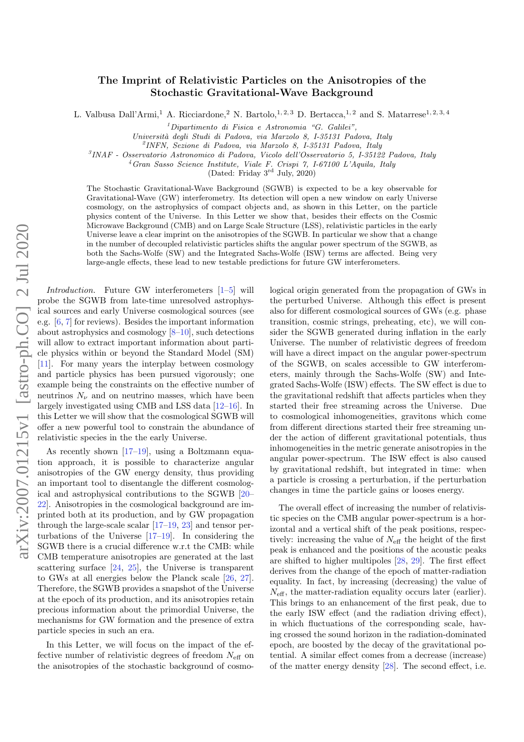# The Imprint of Relativistic Particles on the Anisotropies of the Stochastic Gravitational-Wave Background

L. Valbusa Dall'Armi,[1] A. Ricciardone,[2] N. Bartolo,[1,2,3] D. Bertacca,[1,2] and S. Matarrese[1,2,3,4]

[1]Dipartimento di Fisica e Astronomia "G. Galilei", Università degli Studi di Padova, via Marzolo 8, I-35131 Padova, Italy

[2]INFN, Sezione di Padova, via Marzolo 8, I-35131 Padova, Italy

[3]INAF - Osservatorio Astronomico di Padova, Vicolo dell'Osservatorio 5, I-35122 Padova, Italy

[4]Gran Sasso Science Institute, Viale F. Crispi 7, I-67100 L'Aquila, Italy

(Dated: Friday 3rd July, 2020)

The Stochastic Gravitational-Wave Background (SGWB) is expected to be a key observable for Gravitational-Wave (GW) interferometry. Its detection will open a new window on early Universe cosmology, on the astrophysics of compact objects and, as shown in this Letter, on the particle physics content of the Universe. In this Letter we show that, besides their effects on the Cosmic Microwave Background (CMB) and on Large Scale Structure (LSS), relativistic particles in the early Universe leave a clear imprint on the anisotropies of the SGWB. In particular we show that a change in the number of decoupled relativistic particles shifts the angular power spectrum of the SGWB, as both the Sachs-Wolfe (SW) and the Integrated Sachs-Wolfe (ISW) terms are affected. Being very large-angle effects, these lead to new testable predictions for future GW interferometers.

*Introduction.* Future GW interferometers [1–5] will probe the SGWB from late-time unresolved astrophysical sources and early Universe cosmological sources (see e.g. [6, 7] for reviews). Besides the important information about astrophysics and cosmology [8–10], such detections will allow to extract important information about particle physics within or beyond the Standard Model (SM) [11]. For many years the interplay between cosmology and particle physics has been pursued vigorously; one example being the constraints on the effective number of neutrinos $N_\nu$ and on neutrino masses, which have been largely investigated using CMB and LSS data [12–16]. In this Letter we will show that the cosmological SGWB will offer a new powerful tool to constrain the abundance of relativistic species in the the early Universe.

As recently shown [17–19], using a Boltzmann equation approach, it is possible to characterize angular anisotropies of the GW energy density, thus providing an important tool to disentangle the different cosmological and astrophysical contributions to the SGWB [20–22]. Anisotropies in the cosmological background are imprinted both at its production, and by GW propagation through the large-scale scalar [17–19, 23] and tensor perturbations of the Universe [17–19]. In considering the SGWB there is a crucial difference w.r.t the CMB: while CMB temperature anisotropies are generated at the last scattering surface [24, 25], the Universe is transparent to GWs at all energies below the Planck scale [26, 27]. Therefore, the SGWB provides a snapshot of the Universe at the epoch of its production, and its anisotropies retain precious information about the primordial Universe, the mechanisms for GW formation and the presence of extra particle species in such an era.

In this Letter, we will focus on the impact of the effective number of relativistic degrees of freedom $N_{\rm eff}$ on the anisotropies of the stochastic background of cosmological origin generated from the propagation of GWs in the perturbed Universe. Although this effect is present also for different cosmological sources of GWs (e.g. phase transition, cosmic strings, preheating, etc), we will consider the SGWB generated during inflation in the early Universe. The number of relativistic degrees of freedom will have a direct impact on the angular power-spectrum of the SGWB, on scales accessible to GW interferometers, mainly through the Sachs-Wolfe (SW) and Integrated Sachs-Wolfe (ISW) effects. The SW effect is due to the gravitational redshift that affects particles when they started their free streaming across the Universe. Due to cosmological inhomogeneities, gravitons which come from different directions started their free streaming under the action of different gravitational potentials, thus inhomogeneities in the metric generate anisotropies in the angular power-spectrum. The ISW effect is also caused by gravitational redshift, but integrated in time: when a particle is crossing a perturbation, if the perturbation changes in time the particle gains or looses energy.

The overall effect of increasing the number of relativistic species on the CMB angular power-spectrum is a horizontal and a vertical shift of the peak positions, respectively: increasing the value of $N_{\rm eff}$ the height of the first peak is enhanced and the positions of the acoustic peaks are shifted to higher multipoles [28, 29]. The first effect derives from the change of the epoch of matter-radiation equality. In fact, by increasing (decreasing) the value of $N_{\rm eff}$, the matter-radiation equality occurs later (earlier). This brings to an enhancement of the first peak, due to the early ISW effect (and the radiation driving effect), in which fluctuations of the corresponding scale, having crossed the sound horizon in the radiation-dominated epoch, are boosted by the decay of the gravitational potential. A similar effect comes from a decrease (increase) of the matter energy density [28]. The second effect, i.e.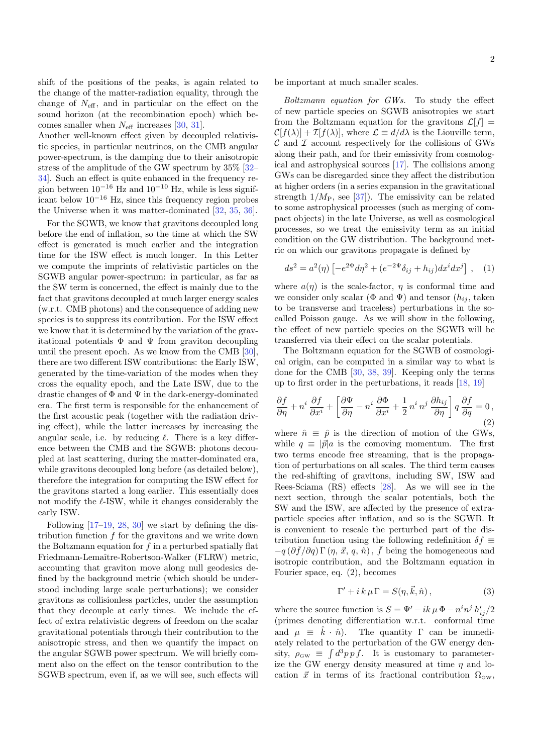shift of the positions of the peaks, is again related to the change of the matter-radiation equality, through the change of $N_{\rm eff}$, and in particular on the effect on the sound horizon (at the recombination epoch) which becomes smaller when $N_{\rm eff}$ increases [30, 31].
Another well-known effect given by decoupled relativistic species, in particular neutrinos, on the CMB angular power-spectrum, is the damping due to their anisotropic stress of the amplitude of the GW spectrum by 35% [32–34]. Such an effect is quite enhanced in the frequency region between $10^{-16}$ Hz and $10^{-10}$ Hz, while is less significant below $10^{-16}$ Hz, since this frequency region probes the Universe when it was matter-dominated [32, 35, 36].

For the SGWB, we know that gravitons decoupled long before the end of inflation, so the time at which the SW effect is generated is much earlier and the integration time for the ISW effect is much longer. In this Letter we compute the imprints of relativistic particles on the SGWB angular power-spectrum: in particular, as far as the SW term is concerned, the effect is mainly due to the fact that gravitons decoupled at much larger energy scales (w.r.t. CMB photons) and the consequence of adding new species is to suppress its contribution. For the ISW effect we know that it is determined by the variation of the gravitational potentials $\Phi$ and $\Psi$ from graviton decoupling until the present epoch. As we know from the CMB [30], there are two different ISW contributions: the Early ISW, generated by the time-variation of the modes when they cross the equality epoch, and the Late ISW, due to the drastic changes of $\Phi$ and $\Psi$ in the dark-energy-dominated era. The first term is responsible for the enhancement of the first acoustic peak (together with the radiation driving effect), while the latter increases by increasing the angular scale, i.e. by reducing $\ell$. There is a key difference between the CMB and the SGWB: photons decoupled at last scattering, during the matter-dominated era, while gravitons decoupled long before (as detailed below), therefore the integration for computing the ISW effect for the gravitons started a long earlier. This essentially does not modify the $\ell$-ISW, while it changes considerably the early ISW.

Following [17–19, 28, 30] we start by defining the distribution function $f$ for the gravitons and we write down the Boltzmann equation for $f$ in a perturbed spatially flat Friedmann-Lemaître-Robertson-Walker (FLRW) metric, accounting that graviton move along null geodesics defined by the background metric (which should be understood including large scale perturbations); we consider gravitons as collisionless particles, under the assumption that they decouple at early times. We include the effect of extra relativistic degrees of freedom on the scalar gravitational potentials through their contribution to the anisotropic stress, and then we quantify the impact on the angular SGWB power spectrum. We will briefly comment also on the effect on the tensor contribution to the SGWB spectrum, even if, as we will see, such effects will be important at much smaller scales.

*Boltzmann equation for GWs.* To study the effect of new particle species on SGWB anisotropies we start from the Boltzmann equation for the gravitons $\mathcal{L}[f] = \mathcal{C}[f(\lambda)] + \mathcal{I}[f(\lambda)]$, where $\mathcal{L} \equiv d/d\lambda$ is the Liouville term, $\mathcal{C}$ and $\mathcal{I}$ account respectively for the collisions of GWs along their path, and for their emissivity from cosmological and astrophysical sources [17]. The collisions among GWs can be disregarded since they affect the distribution at higher orders (in a series expansion in the gravitational strength $1/M_{\rm P}$, see [37]). The emissivity can be related to some astrophysical processes (such as merging of compact objects) in the late Universe, as well as cosmological processes, so we treat the emissivity term as an initial condition on the GW distribution. The background metric on which our gravitons propagate is defined by

$$ds^2 = a^2(\eta)\left[-e^{2\Phi}d\eta^2 + (e^{-2\Psi}\delta_{ij} + h_{ij})dx^i dx^j\right] \,, \quad (1)$$

where $a(\eta)$ is the scale-factor, $\eta$ is conformal time and we consider only scalar ($\Phi$ and $\Psi$) and tensor ($h_{ij}$, taken to be transverse and traceless) perturbations in the so-called Poisson gauge. As we will show in the following, the effect of new particle species on the SGWB will be transferred via their effect on the scalar potentials.

The Boltzmann equation for the SGWB of cosmological origin, can be computed in a similar way to what is done for the CMB [30, 38, 39]. Keeping only the terms up to first order in the perturbations, it reads [18, 19]

$$\frac{\partial f}{\partial \eta} + n^i\,\frac{\partial f}{\partial x^i} + \left[\frac{\partial \Psi}{\partial \eta} - n^i\,\frac{\partial \Phi}{\partial x^i} + \frac{1}{2}\,n^i\,n^j\,\frac{\partial h_{ij}}{\partial \eta}\right] q\,\frac{\partial f}{\partial q} = 0\,, \quad (2)$$

where $\hat{n} \equiv \hat{p}$ is the direction of motion of the GWs, while $q \equiv |\vec{p}|a$ is the comoving momentum. The first two terms encode free streaming, that is the propagation of perturbations on all scales. The third term causes the red-shifting of gravitons, including SW, ISW and Rees-Sciama (RS) effects [28]. As we will see in the next section, through the scalar potentials, both the SW and the ISW, are affected by the presence of extra-particle species after inflation, and so is the SGWB. It is convenient to rescale the perturbed part of the distribution function using the following redefinition $\delta f \equiv -q\,(\partial \bar{f}/\partial q)\,\Gamma\,(\eta,\,\vec{x},\,q,\,\hat{n})\,,\ \bar{f}$ being the homogeneous and isotropic contribution, and the Boltzmann equation in Fourier space, eq. (2), becomes

$$\Gamma' + i\,k\,\mu\,\Gamma = S(\eta, \vec{k}, \hat{n})\,, \quad (3)$$

where the source function is $S = \Psi' - ik\,\mu\,\Phi - n^i n^j\,h'_{ij}/2$ (primes denoting differentiation w.r.t. conformal time and $\mu \equiv \hat{k}\cdot\hat{n}$). The quantity $\Gamma$ can be immediately related to the perturbation of the GW energy density, $\rho_{\rm GW} \equiv \int d^3p\,p\,f$. It is customary to parameterize the GW energy density measured at time $\eta$ and location $\vec{x}$ in terms of its fractional contribution $\Omega_{\rm GW}$,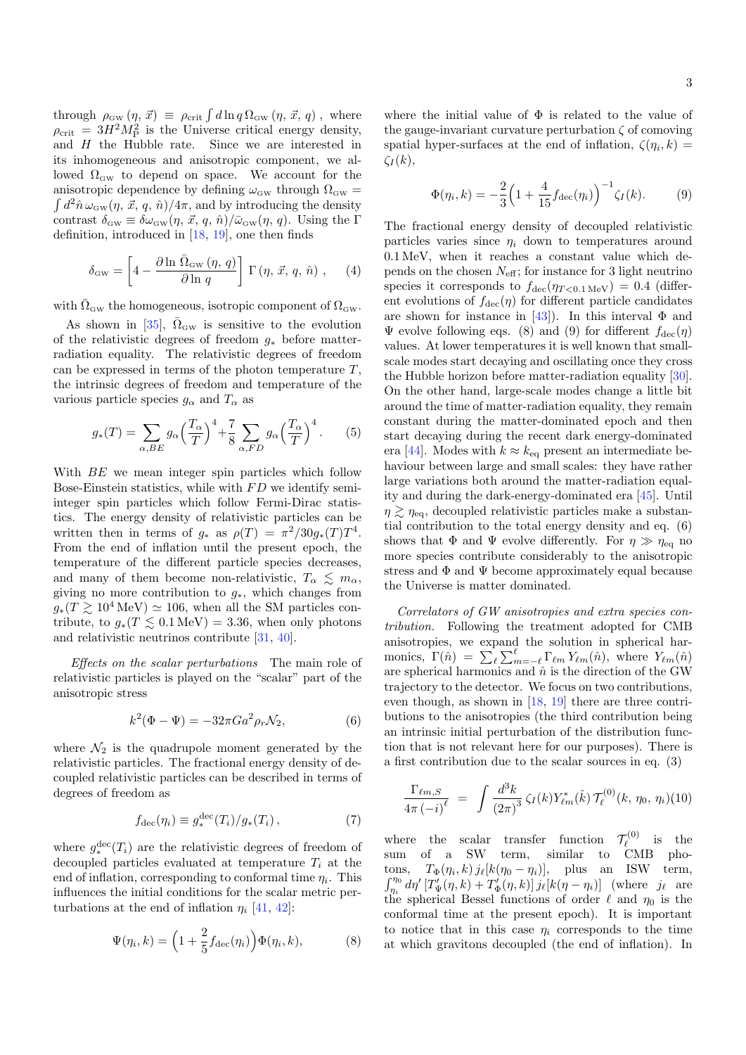through $\rho_{\rm GW}(\eta,\vec{x}) \equiv \rho_{\rm crit}\int d\ln q\,\Omega_{\rm GW}(\eta,\vec{x},q)$ , where $\rho_{\rm crit} = 3H^2M_{\rm P}^2$ is the Universe critical energy density, and $H$ the Hubble rate. Since we are interested in its inhomogeneous and anisotropic component, we allowed $\Omega_{\rm GW}$ to depend on space. We account for the anisotropic dependence by defining $\omega_{\rm GW}$ through $\Omega_{\rm GW} = \int d^2\hat{n}\,\omega_{\rm GW}(\eta,\vec{x},q,\hat{n})/4\pi$, and by introducing the density contrast $\delta_{\rm GW} \equiv \delta\omega_{\rm GW}(\eta,\vec{x},q,\hat{n})/\bar{\omega}_{\rm GW}(\eta,q)$. Using the $\Gamma$ definition, introduced in [18, 19], one then finds

$$\delta_{\rm GW} = \left[4 - \frac{\partial\ln\bar{\Omega}_{\rm GW}(\eta,q)}{\partial\ln q}\right]\Gamma(\eta,\vec{x},q,\hat{n})\,, \quad (4)$$

with $\bar{\Omega}_{\rm GW}$ the homogeneous, isotropic component of $\Omega_{\rm GW}$.

As shown in [35], $\bar{\Omega}_{\rm GW}$ is sensitive to the evolution of the relativistic degrees of freedom $g_*$ before matter-radiation equality. The relativistic degrees of freedom can be expressed in terms of the photon temperature $T$, the intrinsic degrees of freedom and temperature of the various particle species $g_\alpha$ and $T_\alpha$ as

$$g_*(T) = \sum_{\alpha,BE} g_\alpha\left(\frac{T_\alpha}{T}\right)^4 + \frac{7}{8}\sum_{\alpha,FD} g_\alpha\left(\frac{T_\alpha}{T}\right)^4. \quad (5)$$

With $BE$ we mean integer spin particles which follow Bose-Einstein statistics, while with $FD$ we identify semi-integer spin particles which follow Fermi-Dirac statistics. The energy density of relativistic particles can be written then in terms of $g_*$ as $\rho(T) = \pi^2/30 g_*(T)T^4$. From the end of inflation until the present epoch, the temperature of the different particle species decreases, and many of them become non-relativistic, $T_\alpha \lesssim m_\alpha$, giving no more contribution to $g_*$, which changes from $g_*(T \gtrsim 10^4\,{\rm MeV}) \simeq 106$, when all the SM particles contribute, to $g_*(T \lesssim 0.1\,{\rm MeV}) = 3.36$, when only photons and relativistic neutrinos contribute [31, 40].

*Effects on the scalar perturbations* The main role of relativistic particles is played on the "scalar" part of the anisotropic stress

$$k^2(\Phi - \Psi) = -32\pi G a^2 \rho_r \mathcal{N}_2, \quad (6)$$

where $\mathcal{N}_2$ is the quadrupole moment generated by the relativistic particles. The fractional energy density of decoupled relativistic particles can be described in terms of degrees of freedom as

$$f_{\rm dec}(\eta_i) \equiv g_*^{\rm dec}(T_i)/g_*(T_i)\,, \quad (7)$$

where $g_*^{\rm dec}(T_i)$ are the relativistic degrees of freedom of decoupled particles evaluated at temperature $T_i$ at the end of inflation, corresponding to conformal time $\eta_i$. This influences the initial conditions for the scalar metric perturbations at the end of inflation $\eta_i$ [41, 42]:

$$\Psi(\eta_i,k) = \Big(1 + \frac{2}{5}f_{\rm dec}(\eta_i)\Big)\Phi(\eta_i,k), \quad (8)$$

where the initial value of $\Phi$ is related to the value of the gauge-invariant curvature perturbation $\zeta$ of comoving spatial hyper-surfaces at the end of inflation, $\zeta(\eta_i,k) = \zeta_I(k)$,

$$\Phi(\eta_i,k) = -\frac{2}{3}\Big(1 + \frac{4}{15}f_{\rm dec}(\eta_i)\Big)^{-1}\zeta_I(k). \quad (9)$$

The fractional energy density of decoupled relativistic particles varies since $\eta_i$ down to temperatures around 0.1 MeV, when it reaches a constant value which depends on the chosen $N_{\rm eff}$; for instance for 3 light neutrino species it corresponds to $f_{\rm dec}(\eta_{T<0.1\,{\rm MeV}}) = 0.4$ (different evolutions of $f_{\rm dec}(\eta)$ for different particle candidates are shown for instance in [43]). In this interval $\Phi$ and $\Psi$ evolve following eqs. (8) and (9) for different $f_{\rm dec}(\eta)$ values. At lower temperatures it is well known that small-scale modes start decaying and oscillating once they cross the Hubble horizon before matter-radiation equality [30]. On the other hand, large-scale modes change a little bit around the time of matter-radiation equality, they remain constant during the matter-dominated epoch and then start decaying during the recent dark energy-dominated era [44]. Modes with $k \approx k_{\rm eq}$ present an intermediate behaviour between large and small scales: they have rather large variations both around the matter-radiation equality and during the dark-energy-dominated era [45]. Until $\eta \gtrsim \eta_{\rm eq}$, decoupled relativistic particles make a substantial contribution to the total energy density and eq. (6) shows that $\Phi$ and $\Psi$ evolve differently. For $\eta \gg \eta_{\rm eq}$ no more species contribute considerably to the anisotropic stress and $\Phi$ and $\Psi$ become approximately equal because the Universe is matter dominated.

*Correlators of GW anisotropies and extra species contribution.* Following the treatment adopted for CMB anisotropies, we expand the solution in spherical harmonics, $\Gamma(\hat{n}) = \sum_\ell\sum_{m=-\ell}^{\ell}\Gamma_{\ell m}Y_{\ell m}(\hat{n})$, where $Y_{\ell m}(\hat{n})$ are spherical harmonics and $\hat{n}$ is the direction of the GW trajectory to the detector. We focus on two contributions, even though, as shown in [18, 19] there are three contributions to the anisotropies (the third contribution being an intrinsic initial perturbation of the distribution function that is not relevant here for our purposes). There is a first contribution due to the scalar sources in eq. (3)

$$\frac{\Gamma_{\ell m,S}}{4\pi(-i)^\ell} = \int\frac{d^3k}{(2\pi)^3}\,\zeta_I(k)Y_{\ell m}^*(\hat{k})\,\mathcal{T}_\ell^{(0)}(k,\eta_0,\eta_i) \quad (10)$$

where the scalar transfer function $\mathcal{T}_\ell^{(0)}$ is the sum of a SW term, similar to CMB photons, $T_\Phi(\eta_i,k)\,j_\ell[k(\eta_0-\eta_i)]$, plus an ISW term, $\int_{\eta_i}^{\eta_0}d\eta'\,[T'_\Psi(\eta,k) + T'_\Phi(\eta,k)]\,j_\ell[k(\eta-\eta_i)]$ (where $j_\ell$ are the spherical Bessel functions of order $\ell$ and $\eta_0$ is the conformal time at the present epoch). It is important to notice that in this case $\eta_i$ corresponds to the time at which gravitons decoupled (the end of inflation). In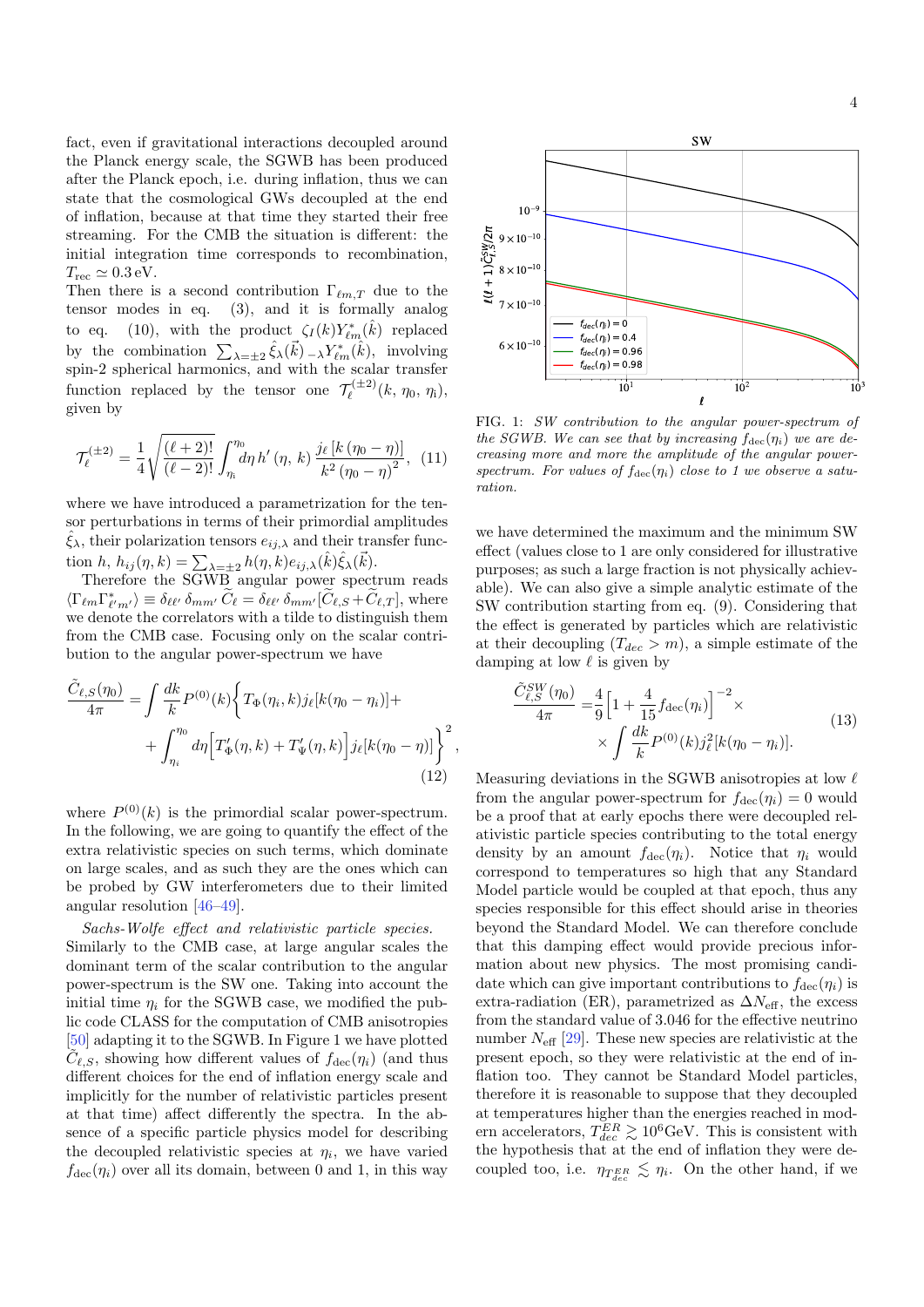fact, even if gravitational interactions decoupled around the Planck energy scale, the SGWB has been produced after the Planck epoch, i.e. during inflation, thus we can state that the cosmological GWs decoupled at the end of inflation, because at that time they started their free streaming. For the CMB the situation is different: the initial integration time corresponds to recombination, $T_{\rm rec} \simeq 0.3\,{\rm eV}$.

Then there is a second contribution $\Gamma_{\ell m,T}$ due to the tensor modes in eq. (3), and it is formally analog to eq. (10), with the product $\zeta_I(k) Y^*_{\ell m}(\hat{k})$ replaced by the combination $\sum_{\lambda=\pm 2} \hat{\xi}_\lambda(\vec{k})\, {}_{-\lambda}Y^*_{\ell m}(\hat{k})$, involving spin-2 spherical harmonics, and with the scalar transfer function replaced by the tensor one $\mathcal{T}^{(\pm 2)}_\ell(k,\eta_0,\eta_{\rm i})$, given by

$$\mathcal{T}^{(\pm 2)}_\ell = \frac{1}{4}\sqrt{\frac{(\ell+2)!}{(\ell-2)!}} \int_{\eta_{\rm i}}^{\eta_0} d\eta\, h'(\eta,k)\, \frac{j_\ell\left[k(\eta_0-\eta)\right]}{k^2(\eta_0-\eta)^2}, \quad (11)$$

where we have introduced a parametrization for the tensor perturbations in terms of their primordial amplitudes $\hat{\xi}_\lambda$, their polarization tensors $e_{ij,\lambda}$ and their transfer function $h$, $h_{ij}(\eta,k) = \sum_{\lambda=\pm 2} h(\eta,k) e_{ij,\lambda}(\hat{k})\hat{\xi}_\lambda(\vec{k})$.

Therefore the SGWB angular power spectrum reads $\langle \Gamma_{\ell m}\Gamma^*_{\ell' m'}\rangle \equiv \delta_{\ell\ell'}\,\delta_{mm'}\,\widetilde{C}_\ell = \delta_{\ell\ell'}\,\delta_{mm'}[\widetilde{C}_{\ell,S}+\widetilde{C}_{\ell,T}]$, where we denote the correlators with a tilde to distinguish them from the CMB case. Focusing only on the scalar contribution to the angular power-spectrum we have

$$\begin{aligned}\frac{\tilde{C}_{\ell,S}(\eta_0)}{4\pi} = \int \frac{dk}{k} P^{(0)}(k)\bigg\{ & T_\Phi(\eta_i,k) j_\ell[k(\eta_0-\eta_i)] + \\ & + \int_{\eta_i}^{\eta_0} d\eta \Big[T'_\Phi(\eta,k)+T'_\Psi(\eta,k)\Big] j_\ell[k(\eta_0-\eta)]\bigg\}^2 ,\end{aligned} \quad (12)$$

where $P^{(0)}(k)$ is the primordial scalar power-spectrum. In the following, we are going to quantify the effect of the extra relativistic species on such terms, which dominate on large scales, and as such they are the ones which can be probed by GW interferometers due to their limited angular resolution [46–49].

*Sachs-Wolfe effect and relativistic particle species.* Similarly to the CMB case, at large angular scales the dominant term of the scalar contribution to the angular power-spectrum is the SW one. Taking into account the initial time $\eta_i$ for the SGWB case, we modified the public code CLASS for the computation of CMB anisotropies [50] adapting it to the SGWB. In Figure 1 we have plotted $\tilde{C}_{\ell,S}$, showing how different values of $f_{\rm dec}(\eta_i)$ (and thus different choices for the end of inflation energy scale and implicitly for the number of relativistic particles present at that time) affect differently the spectra. In the absence of a specific particle physics model for describing the decoupled relativistic species at $\eta_i$, we have varied $f_{\rm dec}(\eta_i)$ over all its domain, between 0 and 1, in this way we have determined the maximum and the minimum SW effect (values close to 1 are only considered for illustrative purposes; as such a large fraction is not physically achievable). We can also give a simple analytic estimate of the SW contribution starting from eq. (9). Considering that the effect is generated by particles which are relativistic at their decoupling ($T_{dec} > m$), a simple estimate of the damping at low $\ell$ is given by

FIG. 1: *SW contribution to the angular power-spectrum of the SGWB. We can see that by increasing $f_{\rm dec}(\eta_i)$ we are decreasing more and more the amplitude of the angular power-spectrum. For values of $f_{\rm dec}(\eta_i)$ close to 1 we observe a saturation.*

$$\begin{aligned}\frac{\tilde{C}^{SW}_{\ell,S}(\eta_0)}{4\pi} = & \frac{4}{9}\Big[1+\frac{4}{15}f_{\rm dec}(\eta_i)\Big]^{-2}\times \\ & \times \int \frac{dk}{k} P^{(0)}(k) j^2_\ell[k(\eta_0-\eta_i)].\end{aligned} \quad (13)$$

Measuring deviations in the SGWB anisotropies at low $\ell$ from the angular power-spectrum for $f_{\rm dec}(\eta_i)=0$ would be a proof that at early epochs there were decoupled relativistic particle species contributing to the total energy density by an amount $f_{\rm dec}(\eta_i)$. Notice that $\eta_i$ would correspond to temperatures so high that any Standard Model particle would be coupled at that epoch, thus any species responsible for this effect should arise in theories beyond the Standard Model. We can therefore conclude that this damping effect would provide precious information about new physics. The most promising candidate which can give important contributions to $f_{\rm dec}(\eta_i)$ is extra-radiation (ER), parametrized as $\Delta N_{\rm eff}$, the excess from the standard value of 3.046 for the effective neutrino number $N_{\rm eff}$ [29]. These new species are relativistic at the present epoch, so they were relativistic at the end of inflation too. They cannot be Standard Model particles, therefore it is reasonable to suppose that they decoupled at temperatures higher than the energies reached in modern accelerators, $T^{ER}_{dec} \gtrsim 10^6\,{\rm GeV}$. This is consistent with the hypothesis that at the end of inflation they were decoupled too, i.e. $\eta_{T^{ER}_{dec}} \lesssim \eta_i$. On the other hand, if we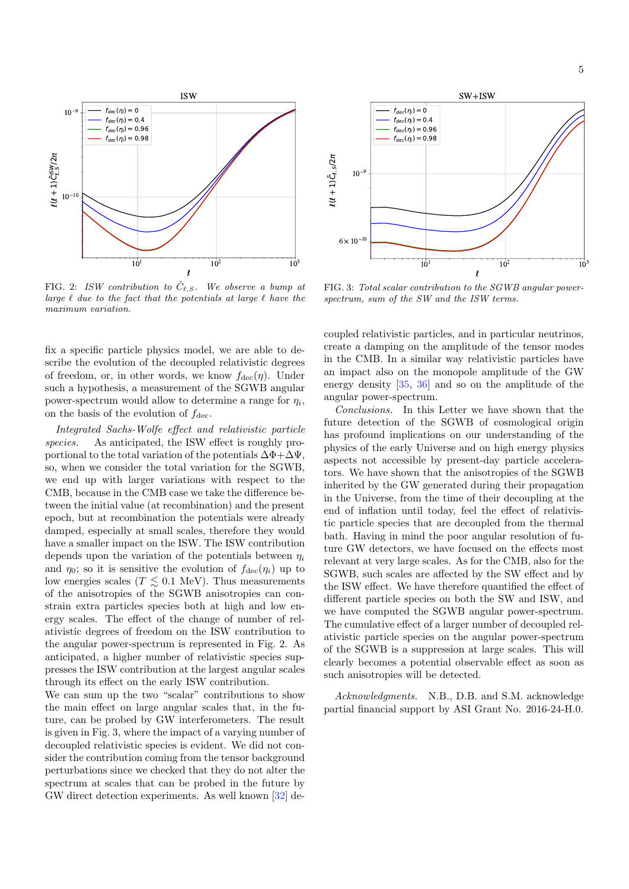FIG. 2: *ISW contribution to $\tilde{C}_{\ell,S}$. We observe a bump at large $\ell$ due to the fact that the potentials at large $\ell$ have the maximum variation.*

FIG. 3: *Total scalar contribution to the SGWB angular power-spectrum, sum of the SW and the ISW terms.*

fix a specific particle physics model, we are able to describe the evolution of the decoupled relativistic degrees of freedom, or, in other words, we know $f_{\rm dec}(\eta)$. Under such a hypothesis, a measurement of the SGWB angular power-spectrum would allow to determine a range for $\eta_i$, on the basis of the evolution of $f_{\rm dec}$.

*Integrated Sachs-Wolfe effect and relativistic particle species.* As anticipated, the ISW effect is roughly proportional to the total variation of the potentials $\Delta\Phi + \Delta\Psi$, so, when we consider the total variation for the SGWB, we end up with larger variations with respect to the CMB, because in the CMB case we take the difference between the initial value (at recombination) and the present epoch, but at recombination the potentials were already damped, especially at small scales, therefore they would have a smaller impact on the ISW. The ISW contribution depends upon the variation of the potentials between $\eta_i$ and $\eta_0$; so it is sensitive the evolution of $f_{\rm dec}(\eta_i)$ up to low energies scales ($T \lesssim 0.1$ MeV). Thus measurements of the anisotropies of the SGWB anisotropies can constrain extra particles species both at high and low energy scales. The effect of the change of number of relativistic degrees of freedom on the ISW contribution to the angular power-spectrum is represented in Fig. 2. As anticipated, a higher number of relativistic species suppresses the ISW contribution at the largest angular scales through its effect on the early ISW contribution.
We can sum up the two "scalar" contributions to show the main effect on large angular scales that, in the future, can be probed by GW interferometers. The result is given in Fig. 3, where the impact of a varying number of decoupled relativistic species is evident. We did not consider the contribution coming from the tensor background perturbations since we checked that they do not alter the spectrum at scales that can be probed in the future by GW direct detection experiments. As well known [32] decoupled relativistic particles, and in particular neutrinos, create a damping on the amplitude of the tensor modes in the CMB. In a similar way relativistic particles have an impact also on the monopole amplitude of the GW energy density [35, 36] and so on the amplitude of the angular power-spectrum.

*Conclusions.* In this Letter we have shown that the future detection of the SGWB of cosmological origin has profound implications on our understanding of the physics of the early Universe and on high energy physics aspects not accessible by present-day particle accelerators. We have shown that the anisotropies of the SGWB inherited by the GW generated during their propagation in the Universe, from the time of their decoupling at the end of inflation until today, feel the effect of relativistic particle species that are decoupled from the thermal bath. Having in mind the poor angular resolution of future GW detectors, we have focused on the effects most relevant at very large scales. As for the CMB, also for the SGWB, such scales are affected by the SW effect and by the ISW effect. We have therefore quantified the effect of different particle species on both the SW and ISW, and we have computed the SGWB angular power-spectrum. The cumulative effect of a larger number of decoupled relativistic particle species on the angular power-spectrum of the SGWB is a suppression at large scales. This will clearly becomes a potential observable effect as soon as such anisotropies will be detected.

*Acknowledgments.* N.B., D.B. and S.M. acknowledge partial financial support by ASI Grant No. 2016-24-H.0.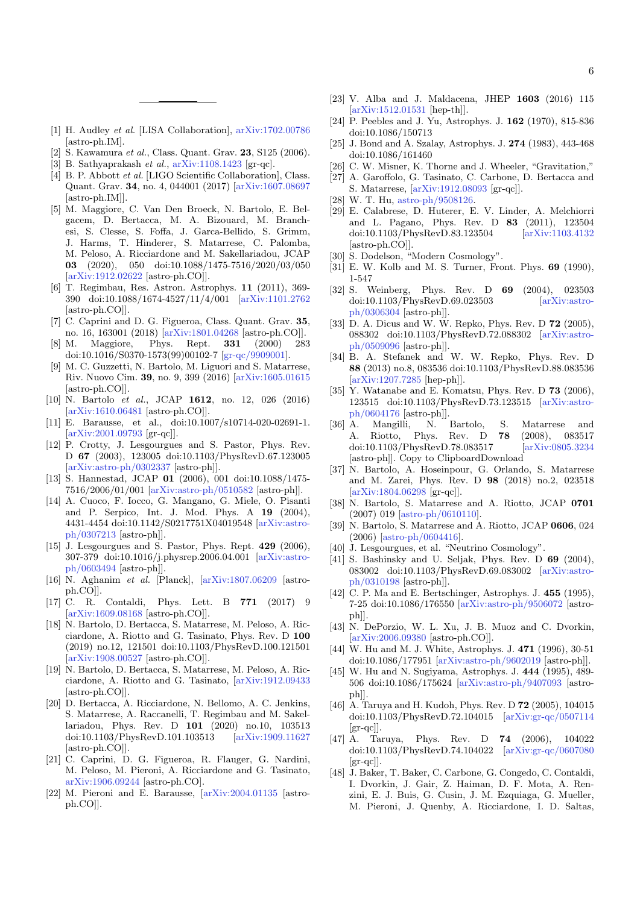---

[1] H. Audley *et al.* [LISA Collaboration], arXiv:1702.00786 [astro-ph.IM].

[2] S. Kawamura *et al.*, Class. Quant. Grav. **23**, S125 (2006).

[3] B. Sathyaprakash *et al.*, arXiv:1108.1423 [gr-qc].

[4] B. P. Abbott *et al.* [LIGO Scientific Collaboration], Class. Quant. Grav. **34**, no. 4, 044001 (2017) [arXiv:1607.08697 [astro-ph.IM]].

[5] M. Maggiore, C. Van Den Broeck, N. Bartolo, E. Belgacem, D. Bertacca, M. A. Bizouard, M. Branchesi, S. Clesse, S. Foffa, J. Garca-Bellido, S. Grimm, J. Harms, T. Hinderer, S. Matarrese, C. Palomba, M. Peloso, A. Ricciardone and M. Sakellariadou, JCAP **03** (2020), 050 doi:10.1088/1475-7516/2020/03/050 [arXiv:1912.02622 [astro-ph.CO]].

[6] T. Regimbau, Res. Astron. Astrophys. **11** (2011), 369-390 doi:10.1088/1674-4527/11/4/001 [arXiv:1101.2762 [astro-ph.CO]].

[7] C. Caprini and D. G. Figueroa, Class. Quant. Grav. **35**, no. 16, 163001 (2018) [arXiv:1801.04268 [astro-ph.CO]].

[8] M. Maggiore, Phys. Rept. **331** (2000) 283 doi:10.1016/S0370-1573(99)00102-7 [gr-qc/9909001].

[9] M. C. Guzzetti, N. Bartolo, M. Liguori and S. Matarrese, Riv. Nuovo Cim. **39**, no. 9, 399 (2016) [arXiv:1605.01615 [astro-ph.CO]].

[10] N. Bartolo *et al.*, JCAP **1612**, no. 12, 026 (2016) [arXiv:1610.06481 [astro-ph.CO]].

[11] E. Barausse, et al., doi:10.1007/s10714-020-02691-1. [arXiv:2001.09793 [gr-qc]].

[12] P. Crotty, J. Lesgourgues and S. Pastor, Phys. Rev. D **67** (2003), 123005 doi:10.1103/PhysRevD.67.123005 [arXiv:astro-ph/0302337 [astro-ph]].

[13] S. Hannestad, JCAP **01** (2006), 001 doi:10.1088/1475-7516/2006/01/001 [arXiv:astro-ph/0510582 [astro-ph]].

[14] A. Cuoco, F. Iocco, G. Mangano, G. Miele, O. Pisanti and P. Serpico, Int. J. Mod. Phys. A **19** (2004), 4431-4454 doi:10.1142/S0217751X04019548 [arXiv:astro-ph/0307213 [astro-ph]].

[15] J. Lesgourgues and S. Pastor, Phys. Rept. **429** (2006), 307-379 doi:10.1016/j.physrep.2006.04.001 [arXiv:astro-ph/0603494 [astro-ph]].

[16] N. Aghanim *et al.* [Planck], [arXiv:1807.06209 [astro-ph.CO]].

[17] C. R. Contaldi, Phys. Lett. B **771** (2017) 9 [arXiv:1609.08168 [astro-ph.CO]].

[18] N. Bartolo, D. Bertacca, S. Matarrese, M. Peloso, A. Ricciardone, A. Riotto and G. Tasinato, Phys. Rev. D **100** (2019) no.12, 121501 doi:10.1103/PhysRevD.100.121501 [arXiv:1908.00527 [astro-ph.CO]].

[19] N. Bartolo, D. Bertacca, S. Matarrese, M. Peloso, A. Ricciardone, A. Riotto and G. Tasinato, [arXiv:1912.09433 [astro-ph.CO]].

[20] D. Bertacca, A. Ricciardone, N. Bellomo, A. C. Jenkins, S. Matarrese, A. Raccanelli, T. Regimbau and M. Sakellariadou, Phys. Rev. D **101** (2020) no.10, 103513 doi:10.1103/PhysRevD.101.103513 [arXiv:1909.11627 [astro-ph.CO]].

[21] C. Caprini, D. G. Figueroa, R. Flauger, G. Nardini, M. Peloso, M. Pieroni, A. Ricciardone and G. Tasinato, arXiv:1906.09244 [astro-ph.CO].

[22] M. Pieroni and E. Barausse, [arXiv:2004.01135 [astro-ph.CO]].

[23] V. Alba and J. Maldacena, JHEP **1603** (2016) 115 [arXiv:1512.01531 [hep-th]].

[24] P. Peebles and J. Yu, Astrophys. J. **162** (1970), 815-836 doi:10.1086/150713

[25] J. Bond and A. Szalay, Astrophys. J. **274** (1983), 443-468 doi:10.1086/161460

[26] C. W. Misner, K. Thorne and J. Wheeler, "Gravitation,"

[27] A. Garoffolo, G. Tasinato, C. Carbone, D. Bertacca and S. Matarrese, [arXiv:1912.08093 [gr-qc]].

[28] W. T. Hu, astro-ph/9508126.

[29] E. Calabrese, D. Huterer, E. V. Linder, A. Melchiorri and L. Pagano, Phys. Rev. D **83** (2011), 123504 doi:10.1103/PhysRevD.83.123504 [arXiv:1103.4132 [astro-ph.CO]].

[30] S. Dodelson, "Modern Cosmology".

[31] E. W. Kolb and M. S. Turner, Front. Phys. **69** (1990), 1-547

[32] S. Weinberg, Phys. Rev. D **69** (2004), 023503 doi:10.1103/PhysRevD.69.023503 [arXiv:astro-ph/0306304 [astro-ph]].

[33] D. A. Dicus and W. W. Repko, Phys. Rev. D **72** (2005), 088302 doi:10.1103/PhysRevD.72.088302 [arXiv:astro-ph/0509096 [astro-ph]].

[34] B. A. Stefanek and W. W. Repko, Phys. Rev. D **88** (2013) no.8, 083536 doi:10.1103/PhysRevD.88.083536 [arXiv:1207.7285 [hep-ph]].

[35] Y. Watanabe and E. Komatsu, Phys. Rev. D **73** (2006), 123515 doi:10.1103/PhysRevD.73.123515 [arXiv:astro-ph/0604176 [astro-ph]].

[36] A. Mangilli, N. Bartolo, S. Matarrese and A. Riotto, Phys. Rev. D **78** (2008), 083517 doi:10.1103/PhysRevD.78.083517 [arXiv:0805.3234 [astro-ph]]. Copy to ClipboardDownload

[37] N. Bartolo, A. Hoseinpour, G. Orlando, S. Matarrese and M. Zarei, Phys. Rev. D **98** (2018) no.2, 023518 [arXiv:1804.06298 [gr-qc]].

[38] N. Bartolo, S. Matarrese and A. Riotto, JCAP **0701** (2007) 019 [astro-ph/0610110].

[39] N. Bartolo, S. Matarrese and A. Riotto, JCAP **0606**, 024 (2006) [astro-ph/0604416].

[40] J. Lesgourgues, et al. "Neutrino Cosmology".

[41] S. Bashinsky and U. Seljak, Phys. Rev. D **69** (2004), 083002 doi:10.1103/PhysRevD.69.083002 [arXiv:astro-ph/0310198 [astro-ph]].

[42] C. P. Ma and E. Bertschinger, Astrophys. J. **455** (1995), 7-25 doi:10.1086/176550 [arXiv:astro-ph/9506072 [astro-ph]].

[43] N. DePorzio, W. L. Xu, J. B. Muoz and C. Dvorkin, [arXiv:2006.09380 [astro-ph.CO]].

[44] W. Hu and M. J. White, Astrophys. J. **471** (1996), 30-51 doi:10.1086/177951 [arXiv:astro-ph/9602019 [astro-ph]].

[45] W. Hu and N. Sugiyama, Astrophys. J. **444** (1995), 489-506 doi:10.1086/175624 [arXiv:astro-ph/9407093 [astro-ph]].

[46] A. Taruya and H. Kudoh, Phys. Rev. D **72** (2005), 104015 doi:10.1103/PhysRevD.72.104015 [arXiv:gr-qc/0507114 [gr-qc]].

[47] A. Taruya, Phys. Rev. D **74** (2006), 104022 doi:10.1103/PhysRevD.74.104022 [arXiv:gr-qc/0607080 [gr-qc]].

[48] J. Baker, T. Baker, C. Carbone, G. Congedo, C. Contaldi, I. Dvorkin, J. Gair, Z. Haiman, D. F. Mota, A. Renzini, E. J. Buis, G. Cusin, J. M. Ezquiaga, G. Mueller, M. Pieroni, J. Quenby, A. Ricciardone, I. D. Saltas,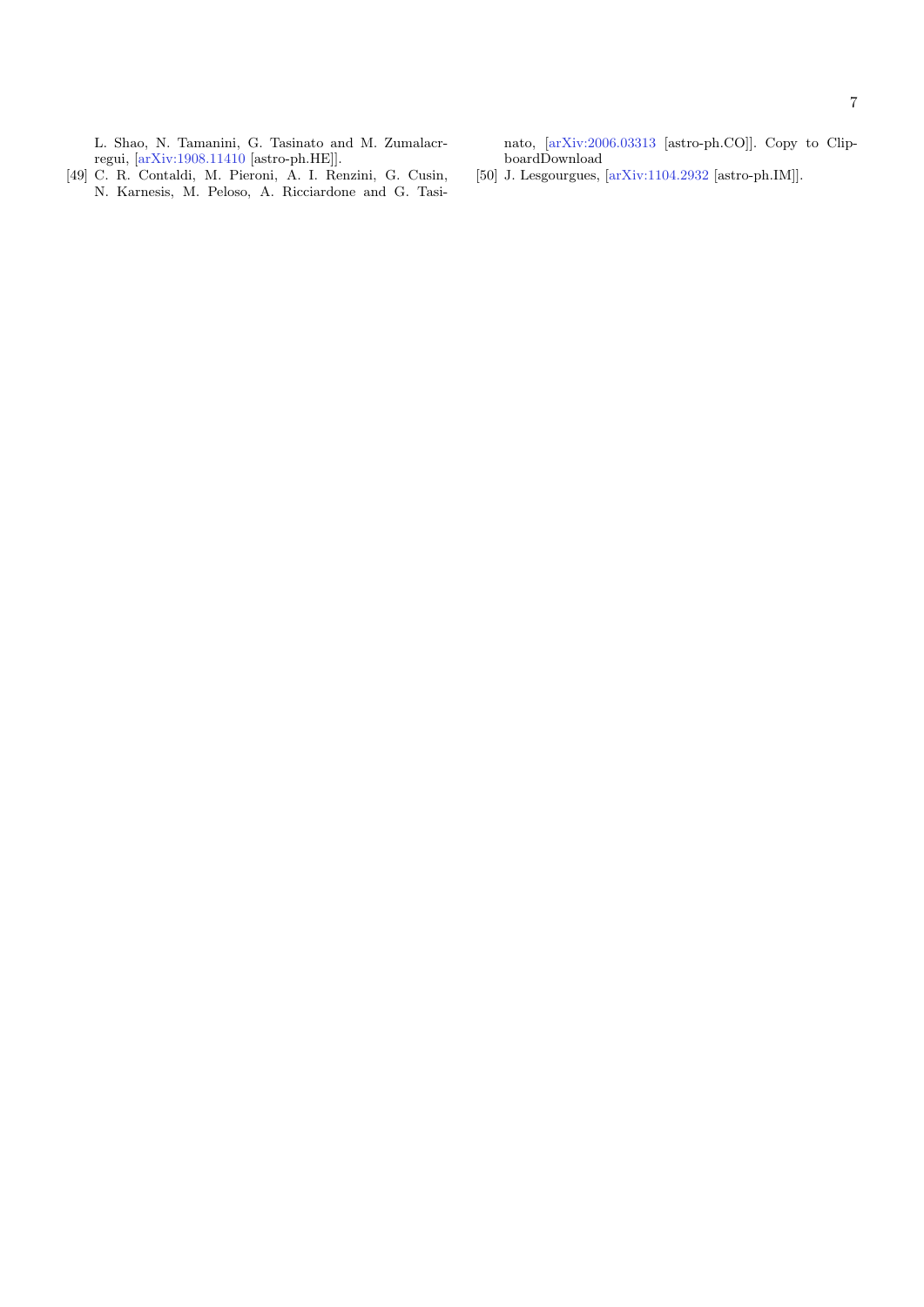L. Shao, N. Tamanini, G. Tasinato and M. Zumalacrregui, [arXiv:1908.11410 [astro-ph.HE]].

[49] C. R. Contaldi, M. Pieroni, A. I. Renzini, G. Cusin, N. Karnesis, M. Peloso, A. Ricciardone and G. Tasinato, [arXiv:2006.03313 [astro-ph.CO]]. Copy to ClipboardDownload

[50] J. Lesgourgues, [arXiv:1104.2932 [astro-ph.IM]].